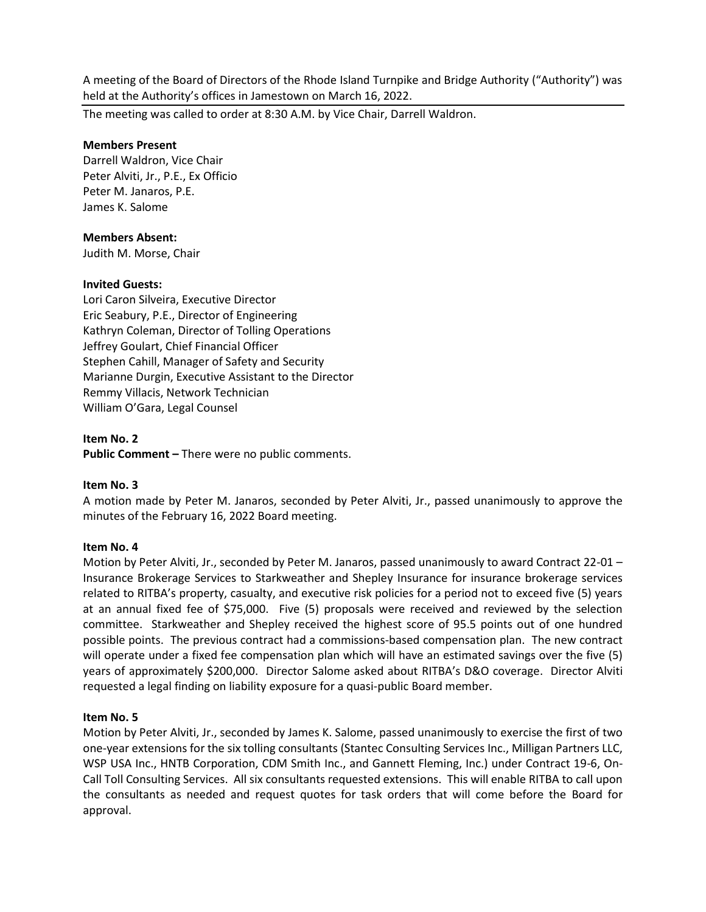A meeting of the Board of Directors of the Rhode Island Turnpike and Bridge Authority ("Authority") was held at the Authority's offices in Jamestown on March 16, 2022.

---

The meeting was called to order at 8:30 A.M. by Vice Chair, Darrell Waldron.

**Members Present**
Darrell Waldron, Vice Chair
Peter Alviti, Jr., P.E., Ex Officio
Peter M. Janaros, P.E.
James K. Salome

**Members Absent:**
Judith M. Morse, Chair

**Invited Guests:**
Lori Caron Silveira, Executive Director
Eric Seabury, P.E., Director of Engineering
Kathryn Coleman, Director of Tolling Operations
Jeffrey Goulart, Chief Financial Officer
Stephen Cahill, Manager of Safety and Security
Marianne Durgin, Executive Assistant to the Director
Remmy Villacis, Network Technician
William O'Gara, Legal Counsel

**Item No. 2**
**Public Comment –** There were no public comments.

**Item No. 3**
A motion made by Peter M. Janaros, seconded by Peter Alviti, Jr., passed unanimously to approve the minutes of the February 16, 2022 Board meeting.

**Item No. 4**
Motion by Peter Alviti, Jr., seconded by Peter M. Janaros, passed unanimously to award Contract 22-01 – Insurance Brokerage Services to Starkweather and Shepley Insurance for insurance brokerage services related to RITBA's property, casualty, and executive risk policies for a period not to exceed five (5) years at an annual fixed fee of $75,000. Five (5) proposals were received and reviewed by the selection committee. Starkweather and Shepley received the highest score of 95.5 points out of one hundred possible points. The previous contract had a commissions-based compensation plan. The new contract will operate under a fixed fee compensation plan which will have an estimated savings over the five (5) years of approximately $200,000. Director Salome asked about RITBA's D&O coverage. Director Alviti requested a legal finding on liability exposure for a quasi-public Board member.

**Item No. 5**
Motion by Peter Alviti, Jr., seconded by James K. Salome, passed unanimously to exercise the first of two one-year extensions for the six tolling consultants (Stantec Consulting Services Inc., Milligan Partners LLC, WSP USA Inc., HNTB Corporation, CDM Smith Inc., and Gannett Fleming, Inc.) under Contract 19-6, On-Call Toll Consulting Services. All six consultants requested extensions. This will enable RITBA to call upon the consultants as needed and request quotes for task orders that will come before the Board for approval.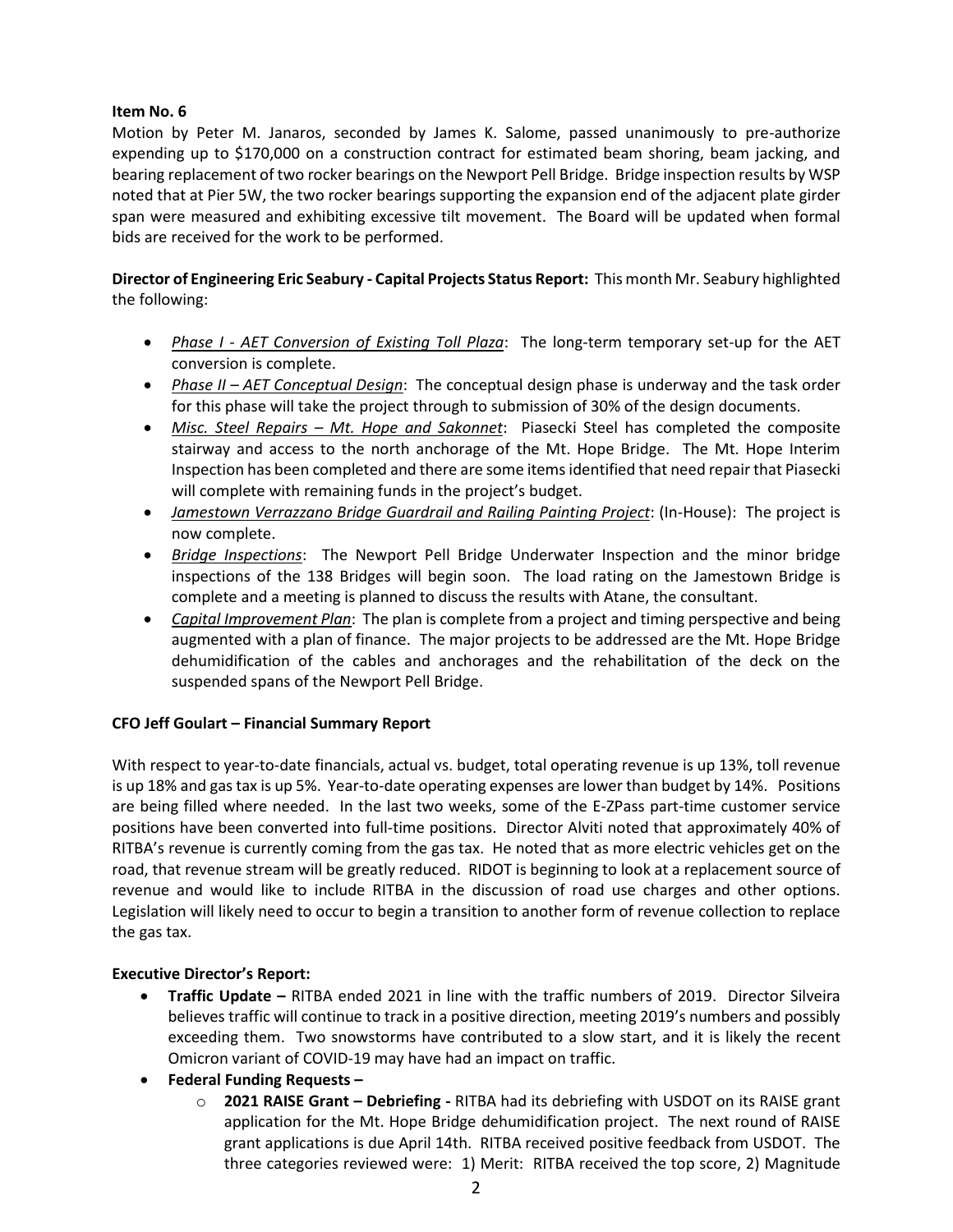**Item No. 6**

Motion by Peter M. Janaros, seconded by James K. Salome, passed unanimously to pre-authorize expending up to $170,000 on a construction contract for estimated beam shoring, beam jacking, and bearing replacement of two rocker bearings on the Newport Pell Bridge. Bridge inspection results by WSP noted that at Pier 5W, the two rocker bearings supporting the expansion end of the adjacent plate girder span were measured and exhibiting excessive tilt movement. The Board will be updated when formal bids are received for the work to be performed.

**Director of Engineering Eric Seabury - Capital Projects Status Report:** This month Mr. Seabury highlighted the following:

- *Phase I - AET Conversion of Existing Toll Plaza*: The long-term temporary set-up for the AET conversion is complete.
- *Phase II – AET Conceptual Design*: The conceptual design phase is underway and the task order for this phase will take the project through to submission of 30% of the design documents.
- *Misc. Steel Repairs – Mt. Hope and Sakonnet*: Piasecki Steel has completed the composite stairway and access to the north anchorage of the Mt. Hope Bridge. The Mt. Hope Interim Inspection has been completed and there are some items identified that need repair that Piasecki will complete with remaining funds in the project's budget.
- *Jamestown Verrazzano Bridge Guardrail and Railing Painting Project*: (In-House): The project is now complete.
- *Bridge Inspections*: The Newport Pell Bridge Underwater Inspection and the minor bridge inspections of the 138 Bridges will begin soon. The load rating on the Jamestown Bridge is complete and a meeting is planned to discuss the results with Atane, the consultant.
- *Capital Improvement Plan*: The plan is complete from a project and timing perspective and being augmented with a plan of finance. The major projects to be addressed are the Mt. Hope Bridge dehumidification of the cables and anchorages and the rehabilitation of the deck on the suspended spans of the Newport Pell Bridge.

**CFO Jeff Goulart – Financial Summary Report**

With respect to year-to-date financials, actual vs. budget, total operating revenue is up 13%, toll revenue is up 18% and gas tax is up 5%. Year-to-date operating expenses are lower than budget by 14%. Positions are being filled where needed. In the last two weeks, some of the E-ZPass part-time customer service positions have been converted into full-time positions. Director Alviti noted that approximately 40% of RITBA's revenue is currently coming from the gas tax. He noted that as more electric vehicles get on the road, that revenue stream will be greatly reduced. RIDOT is beginning to look at a replacement source of revenue and would like to include RITBA in the discussion of road use charges and other options. Legislation will likely need to occur to begin a transition to another form of revenue collection to replace the gas tax.

**Executive Director's Report:**

- **Traffic Update –** RITBA ended 2021 in line with the traffic numbers of 2019. Director Silveira believes traffic will continue to track in a positive direction, meeting 2019's numbers and possibly exceeding them. Two snowstorms have contributed to a slow start, and it is likely the recent Omicron variant of COVID-19 may have had an impact on traffic.
- **Federal Funding Requests –**
  - **2021 RAISE Grant – Debriefing -** RITBA had its debriefing with USDOT on its RAISE grant application for the Mt. Hope Bridge dehumidification project. The next round of RAISE grant applications is due April 14th. RITBA received positive feedback from USDOT. The three categories reviewed were: 1) Merit: RITBA received the top score, 2) Magnitude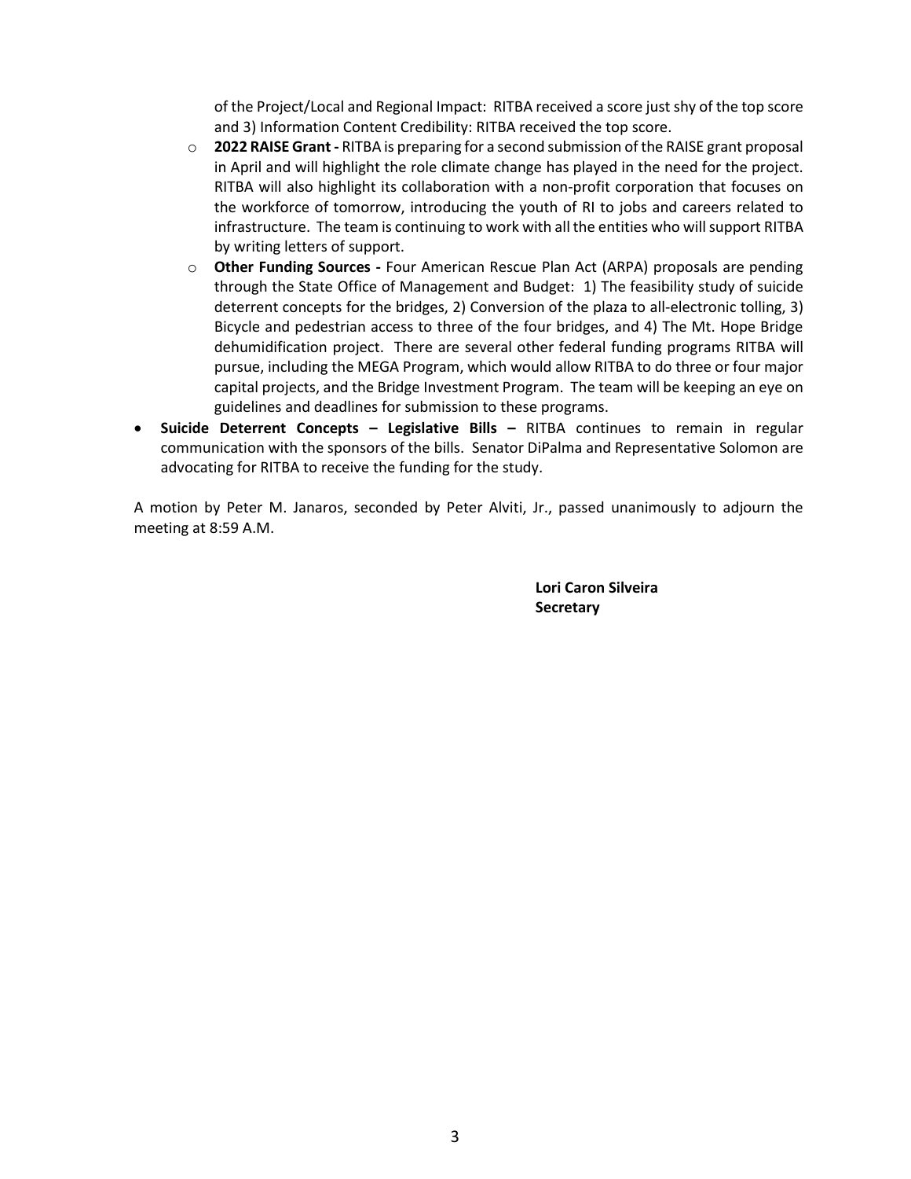of the Project/Local and Regional Impact: RITBA received a score just shy of the top score and 3) Information Content Credibility: RITBA received the top score.

  - **2022 RAISE Grant -** RITBA is preparing for a second submission of the RAISE grant proposal in April and will highlight the role climate change has played in the need for the project. RITBA will also highlight its collaboration with a non-profit corporation that focuses on the workforce of tomorrow, introducing the youth of RI to jobs and careers related to infrastructure. The team is continuing to work with all the entities who will support RITBA by writing letters of support.
  - **Other Funding Sources -** Four American Rescue Plan Act (ARPA) proposals are pending through the State Office of Management and Budget: 1) The feasibility study of suicide deterrent concepts for the bridges, 2) Conversion of the plaza to all-electronic tolling, 3) Bicycle and pedestrian access to three of the four bridges, and 4) The Mt. Hope Bridge dehumidification project. There are several other federal funding programs RITBA will pursue, including the MEGA Program, which would allow RITBA to do three or four major capital projects, and the Bridge Investment Program. The team will be keeping an eye on guidelines and deadlines for submission to these programs.

- **Suicide Deterrent Concepts – Legislative Bills –** RITBA continues to remain in regular communication with the sponsors of the bills. Senator DiPalma and Representative Solomon are advocating for RITBA to receive the funding for the study.

A motion by Peter M. Janaros, seconded by Peter Alviti, Jr., passed unanimously to adjourn the meeting at 8:59 A.M.

**Lori Caron Silveira**
**Secretary**